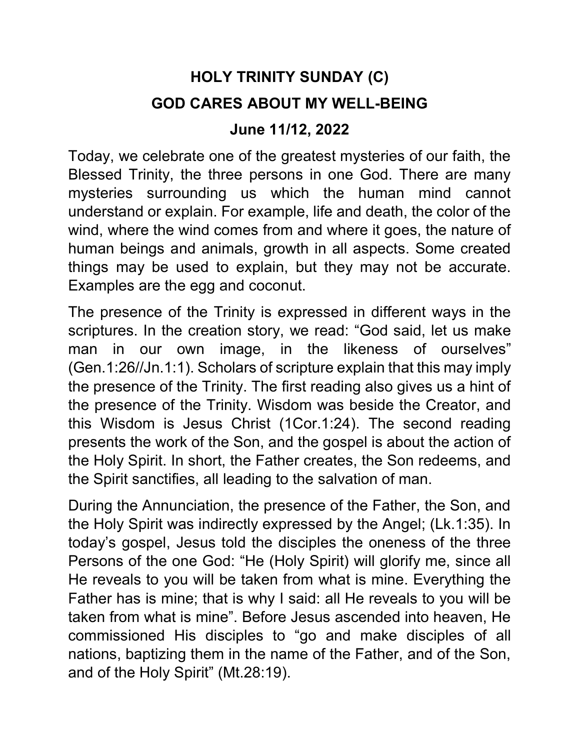# HOLY TRINITY SUNDAY (C)

## GOD CARES ABOUT MY WELL-BEING

### June 11/12, 2022

Today, we celebrate one of the greatest mysteries of our faith, the Blessed Trinity, the three persons in one God. There are many mysteries surrounding us which the human mind cannot understand or explain. For example, life and death, the color of the wind, where the wind comes from and where it goes, the nature of human beings and animals, growth in all aspects. Some created things may be used to explain, but they may not be accurate. Examples are the egg and coconut.

The presence of the Trinity is expressed in different ways in the scriptures. In the creation story, we read: "God said, let us make man in our own image, in the likeness of ourselves" (Gen.1:26//Jn.1:1). Scholars of scripture explain that this may imply the presence of the Trinity. The first reading also gives us a hint of the presence of the Trinity. Wisdom was beside the Creator, and this Wisdom is Jesus Christ (1Cor.1:24). The second reading presents the work of the Son, and the gospel is about the action of the Holy Spirit. In short, the Father creates, the Son redeems, and the Spirit sanctifies, all leading to the salvation of man.

During the Annunciation, the presence of the Father, the Son, and the Holy Spirit was indirectly expressed by the Angel; (Lk.1:35). In today's gospel, Jesus told the disciples the oneness of the three Persons of the one God: "He (Holy Spirit) will glorify me, since all He reveals to you will be taken from what is mine. Everything the Father has is mine; that is why I said: all He reveals to you will be taken from what is mine". Before Jesus ascended into heaven, He commissioned His disciples to "go and make disciples of all nations, baptizing them in the name of the Father, and of the Son, and of the Holy Spirit" (Mt.28:19).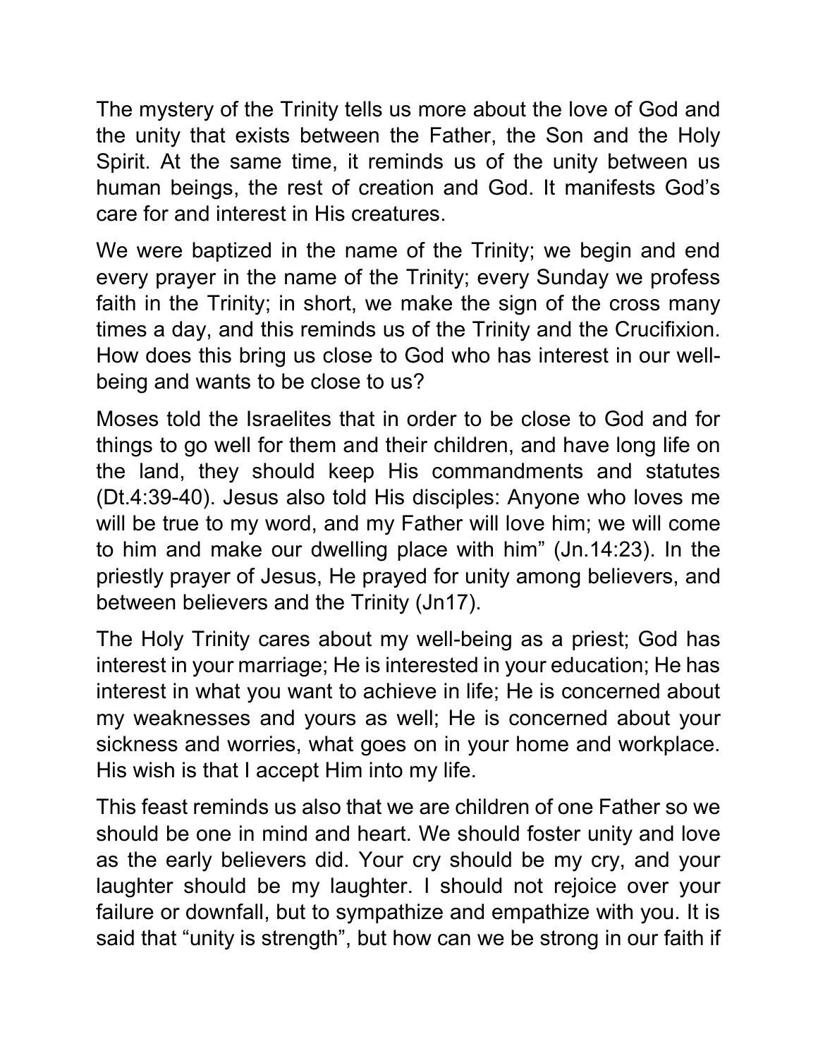The mystery of the Trinity tells us more about the love of God and the unity that exists between the Father, the Son and the Holy Spirit. At the same time, it reminds us of the unity between us human beings, the rest of creation and God. It manifests God's care for and interest in His creatures.

We were baptized in the name of the Trinity; we begin and end every prayer in the name of the Trinity; every Sunday we profess faith in the Trinity; in short, we make the sign of the cross many times a day, and this reminds us of the Trinity and the Crucifixion. How does this bring us close to God who has interest in our well-being and wants to be close to us?

Moses told the Israelites that in order to be close to God and for things to go well for them and their children, and have long life on the land, they should keep His commandments and statutes (Dt.4:39-40). Jesus also told His disciples: Anyone who loves me will be true to my word, and my Father will love him; we will come to him and make our dwelling place with him" (Jn.14:23). In the priestly prayer of Jesus, He prayed for unity among believers, and between believers and the Trinity (Jn17).

The Holy Trinity cares about my well-being as a priest; God has interest in your marriage; He is interested in your education; He has interest in what you want to achieve in life; He is concerned about my weaknesses and yours as well; He is concerned about your sickness and worries, what goes on in your home and workplace. His wish is that I accept Him into my life.

This feast reminds us also that we are children of one Father so we should be one in mind and heart. We should foster unity and love as the early believers did. Your cry should be my cry, and your laughter should be my laughter. I should not rejoice over your failure or downfall, but to sympathize and empathize with you. It is said that "unity is strength", but how can we be strong in our faith if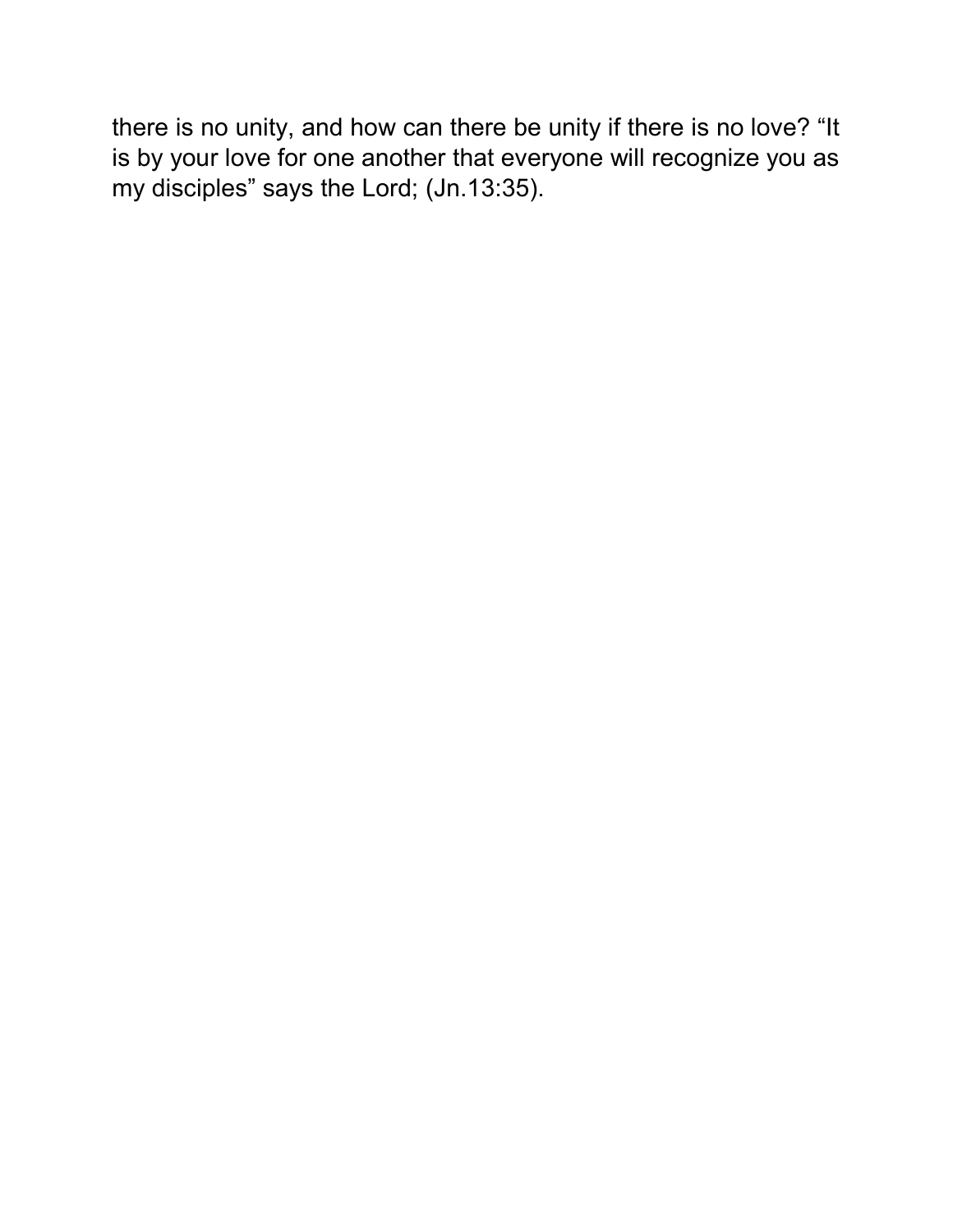there is no unity, and how can there be unity if there is no love? “It is by your love for one another that everyone will recognize you as my disciples” says the Lord; (Jn.13:35).